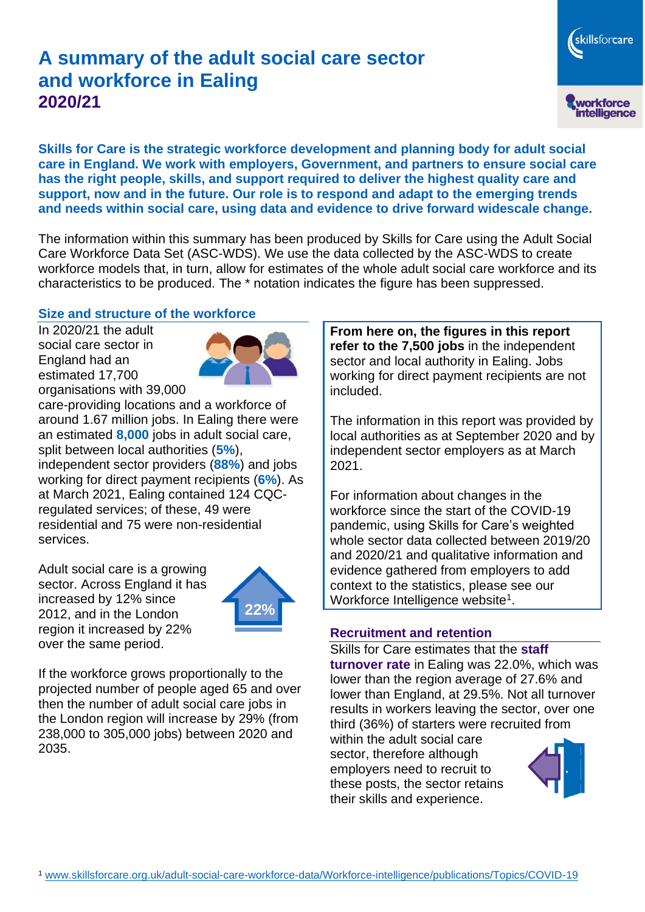# A summary of the adult social care sector and workforce in Ealing
## 2020/21

**Skills for Care is the strategic workforce development and planning body for adult social care in England. We work with employers, Government, and partners to ensure social care has the right people, skills, and support required to deliver the highest quality care and support, now and in the future. Our role is to respond and adapt to the emerging trends and needs within social care, using data and evidence to drive forward widescale change.**

The information within this summary has been produced by Skills for Care using the Adult Social Care Workforce Data Set (ASC-WDS). We use the data collected by the ASC-WDS to create workforce models that, in turn, allow for estimates of the whole adult social care workforce and its characteristics to be produced. The * notation indicates the figure has been suppressed.

### Size and structure of the workforce

In 2020/21 the adult social care sector in England had an estimated 17,700 organisations with 39,000 care-providing locations and a workforce of around 1.67 million jobs. In Ealing there were an estimated **8,000** jobs in adult social care, split between local authorities (**5%**), independent sector providers (**88%**) and jobs working for direct payment recipients (**6%**). As at March 2021, Ealing contained 124 CQC-regulated services; of these, 49 were residential and 75 were non-residential services.

Adult social care is a growing sector. Across England it has increased by 12% since 2012, and in the London region it increased by 22% over the same period.

22%

If the workforce grows proportionally to the projected number of people aged 65 and over then the number of adult social care jobs in the London region will increase by 29% (from 238,000 to 305,000 jobs) between 2020 and 2035.

**From here on, the figures in this report refer to the 7,500 jobs** in the independent sector and local authority in Ealing. Jobs working for direct payment recipients are not included.

The information in this report was provided by local authorities as at September 2020 and by independent sector employers as at March 2021.

For information about changes in the workforce since the start of the COVID-19 pandemic, using Skills for Care's weighted whole sector data collected between 2019/20 and 2020/21 and qualitative information and evidence gathered from employers to add context to the statistics, please see our Workforce Intelligence website[1].

### Recruitment and retention

Skills for Care estimates that the **staff turnover rate** in Ealing was 22.0%, which was lower than the region average of 27.6% and lower than England, at 29.5%. Not all turnover results in workers leaving the sector, over one third (36%) of starters were recruited from within the adult social care sector, therefore although employers need to recruit to these posts, the sector retains their skills and experience.

[1] www.skillsforcare.org.uk/adult-social-care-workforce-data/Workforce-intelligence/publications/Topics/COVID-19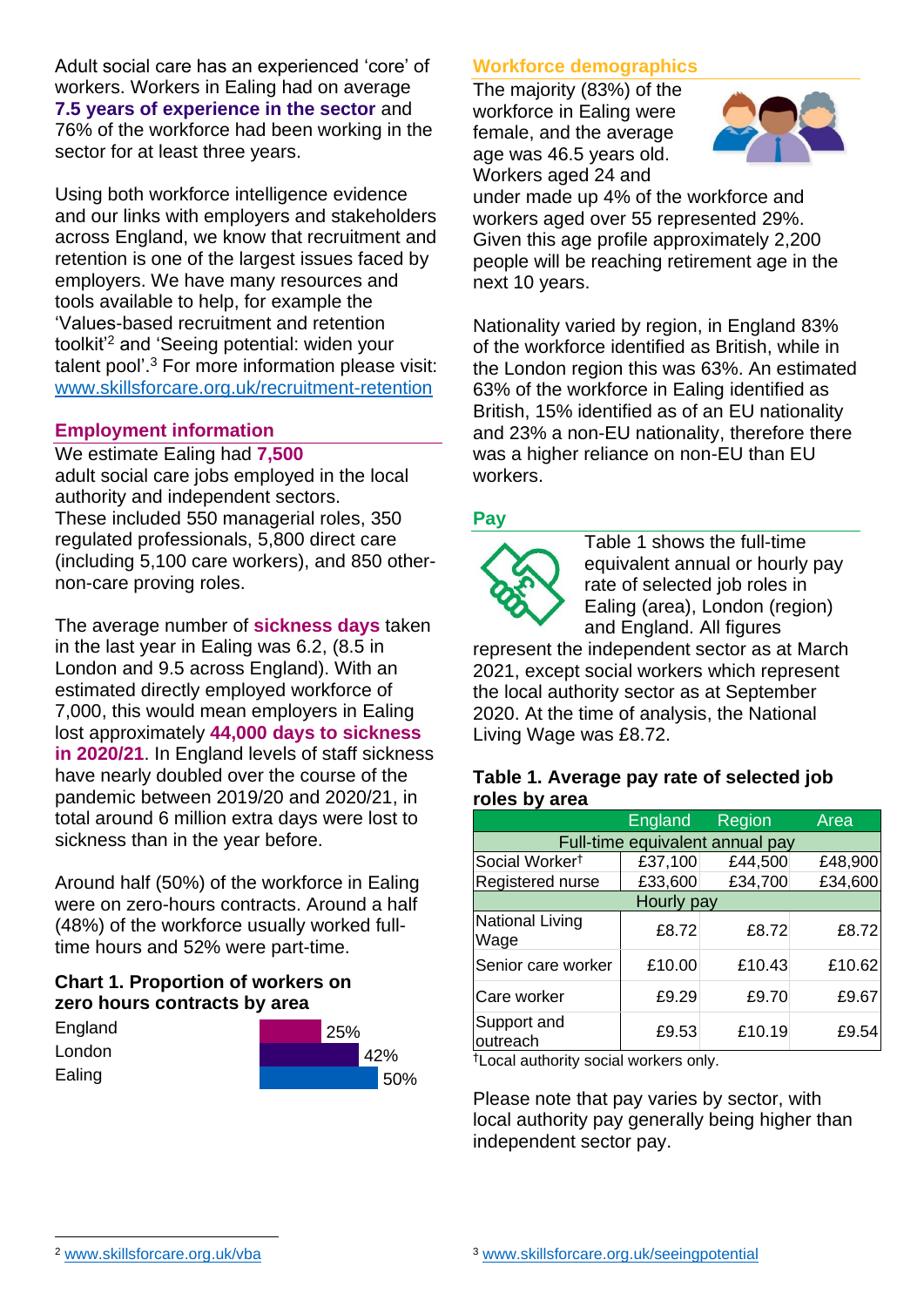Adult social care has an experienced 'core' of workers. Workers in Ealing had on average **7.5 years of experience in the sector** and 76% of the workforce had been working in the sector for at least three years.

Using both workforce intelligence evidence and our links with employers and stakeholders across England, we know that recruitment and retention is one of the largest issues faced by employers. We have many resources and tools available to help, for example the 'Values-based recruitment and retention toolkit'[2] and 'Seeing potential: widen your talent pool'.[3] For more information please visit: www.skillsforcare.org.uk/recruitment-retention

## Employment information

We estimate Ealing had **7,500** adult social care jobs employed in the local authority and independent sectors. These included 550 managerial roles, 350 regulated professionals, 5,800 direct care (including 5,100 care workers), and 850 other-non-care proving roles.

The average number of **sickness days** taken in the last year in Ealing was 6.2, (8.5 in London and 9.5 across England). With an estimated directly employed workforce of 7,000, this would mean employers in Ealing lost approximately **44,000 days to sickness in 2020/21**. In England levels of staff sickness have nearly doubled over the course of the pandemic between 2019/20 and 2020/21, in total around 6 million extra days were lost to sickness than in the year before.

Around half (50%) of the workforce in Ealing were on zero-hours contracts. Around a half (48%) of the workforce usually worked full-time hours and 52% were part-time.

### Chart 1. Proportion of workers on zero hours contracts by area

| Area | Proportion |
|---|---|
| England | 25% |
| London | 42% |
| Ealing | 50% |

## Workforce demographics

The majority (83%) of the workforce in Ealing were female, and the average age was 46.5 years old. Workers aged 24 and under made up 4% of the workforce and workers aged over 55 represented 29%. Given this age profile approximately 2,200 people will be reaching retirement age in the next 10 years.

Nationality varied by region, in England 83% of the workforce identified as British, while in the London region this was 63%. An estimated 63% of the workforce in Ealing identified as British, 15% identified as of an EU nationality and 23% a non-EU nationality, therefore there was a higher reliance on non-EU than EU workers.

## Pay

Table 1 shows the full-time equivalent annual or hourly pay rate of selected job roles in Ealing (area), London (region) and England. All figures represent the independent sector as at March 2021, except social workers which represent the local authority sector as at September 2020. At the time of analysis, the National Living Wage was £8.72.

### Table 1. Average pay rate of selected job roles by area

| | England | Region | Area |
|---|---|---|---|
| **Full-time equivalent annual pay** | | | |
| Social Worker† | £37,100 | £44,500 | £48,900 |
| Registered nurse | £33,600 | £34,700 | £34,600 |
| **Hourly pay** | | | |
| National Living Wage | £8.72 | £8.72 | £8.72 |
| Senior care worker | £10.00 | £10.43 | £10.62 |
| Care worker | £9.29 | £9.70 | £9.67 |
| Support and outreach | £9.53 | £10.19 | £9.54 |

†Local authority social workers only.

Please note that pay varies by sector, with local authority pay generally being higher than independent sector pay.

[2] www.skillsforcare.org.uk/vba

[3] www.skillsforcare.org.uk/seeingpotential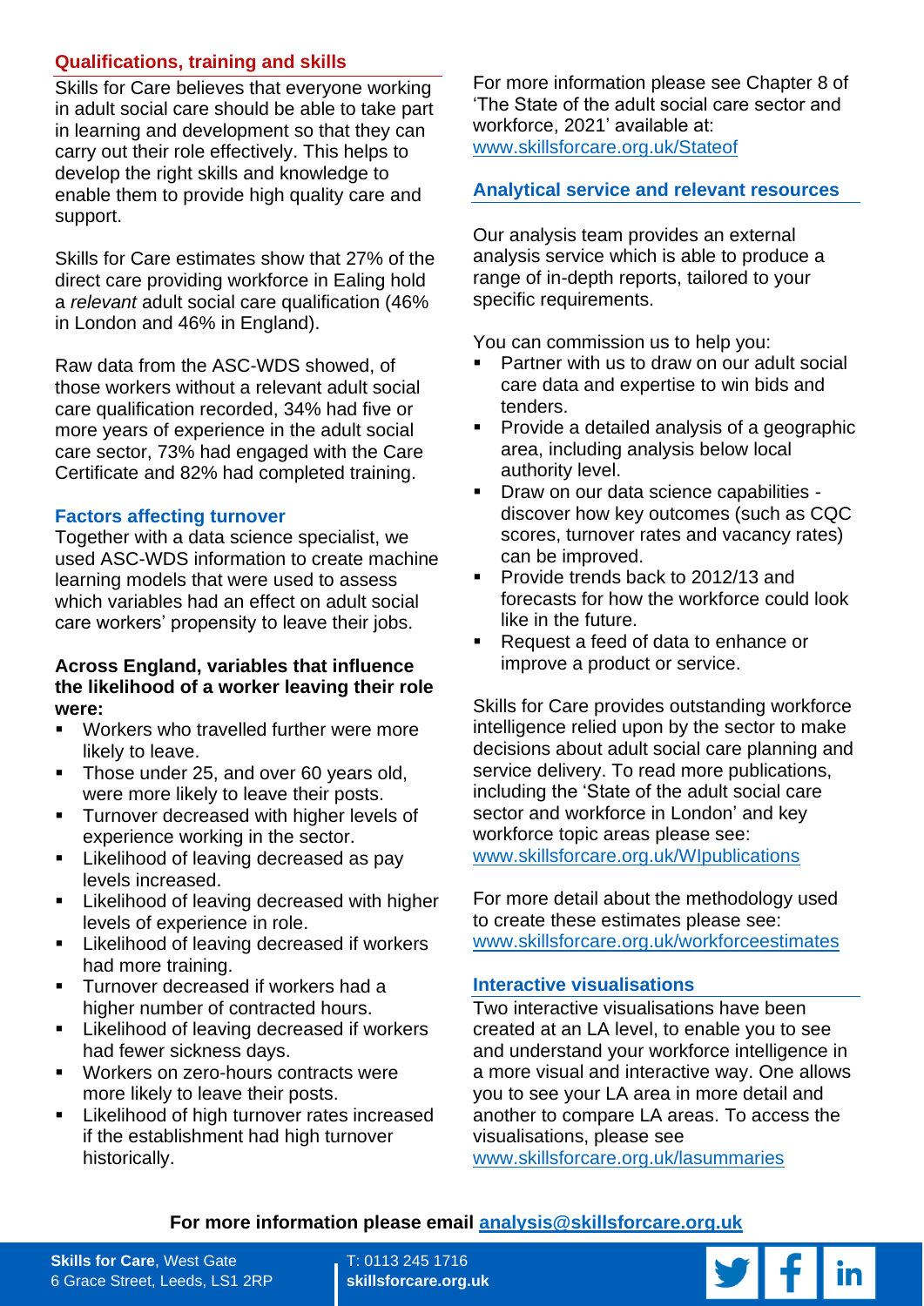## Qualifications, training and skills

Skills for Care believes that everyone working in adult social care should be able to take part in learning and development so that they can carry out their role effectively. This helps to develop the right skills and knowledge to enable them to provide high quality care and support.

Skills for Care estimates show that 27% of the direct care providing workforce in Ealing hold a *relevant* adult social care qualification (46% in London and 46% in England).

Raw data from the ASC-WDS showed, of those workers without a relevant adult social care qualification recorded, 34% had five or more years of experience in the adult social care sector, 73% had engaged with the Care Certificate and 82% had completed training.

## Factors affecting turnover

Together with a data science specialist, we used ASC-WDS information to create machine learning models that were used to assess which variables had an effect on adult social care workers' propensity to leave their jobs.

**Across England, variables that influence the likelihood of a worker leaving their role were:**

- Workers who travelled further were more likely to leave.
- Those under 25, and over 60 years old, were more likely to leave their posts.
- Turnover decreased with higher levels of experience working in the sector.
- Likelihood of leaving decreased as pay levels increased.
- Likelihood of leaving decreased with higher levels of experience in role.
- Likelihood of leaving decreased if workers had more training.
- Turnover decreased if workers had a higher number of contracted hours.
- Likelihood of leaving decreased if workers had fewer sickness days.
- Workers on zero-hours contracts were more likely to leave their posts.
- Likelihood of high turnover rates increased if the establishment had high turnover historically.

For more information please see Chapter 8 of 'The State of the adult social care sector and workforce, 2021' available at: www.skillsforcare.org.uk/Stateof

## Analytical service and relevant resources

Our analysis team provides an external analysis service which is able to produce a range of in-depth reports, tailored to your specific requirements.

You can commission us to help you:

- Partner with us to draw on our adult social care data and expertise to win bids and tenders.
- Provide a detailed analysis of a geographic area, including analysis below local authority level.
- Draw on our data science capabilities - discover how key outcomes (such as CQC scores, turnover rates and vacancy rates) can be improved.
- Provide trends back to 2012/13 and forecasts for how the workforce could look like in the future.
- Request a feed of data to enhance or improve a product or service.

Skills for Care provides outstanding workforce intelligence relied upon by the sector to make decisions about adult social care planning and service delivery. To read more publications, including the 'State of the adult social care sector and workforce in London' and key workforce topic areas please see: www.skillsforcare.org.uk/WIpublications

For more detail about the methodology used to create these estimates please see: www.skillsforcare.org.uk/workforceestimates

## Interactive visualisations

Two interactive visualisations have been created at an LA level, to enable you to see and understand your workforce intelligence in a more visual and interactive way. One allows you to see your LA area in more detail and another to compare LA areas. To access the visualisations, please see www.skillsforcare.org.uk/lasummaries

**For more information please email analysis@skillsforcare.org.uk**

**Skills for Care**, West Gate
6 Grace Street, Leeds, LS1 2RP

T: 0113 245 1716
**skillsforcare.org.uk**